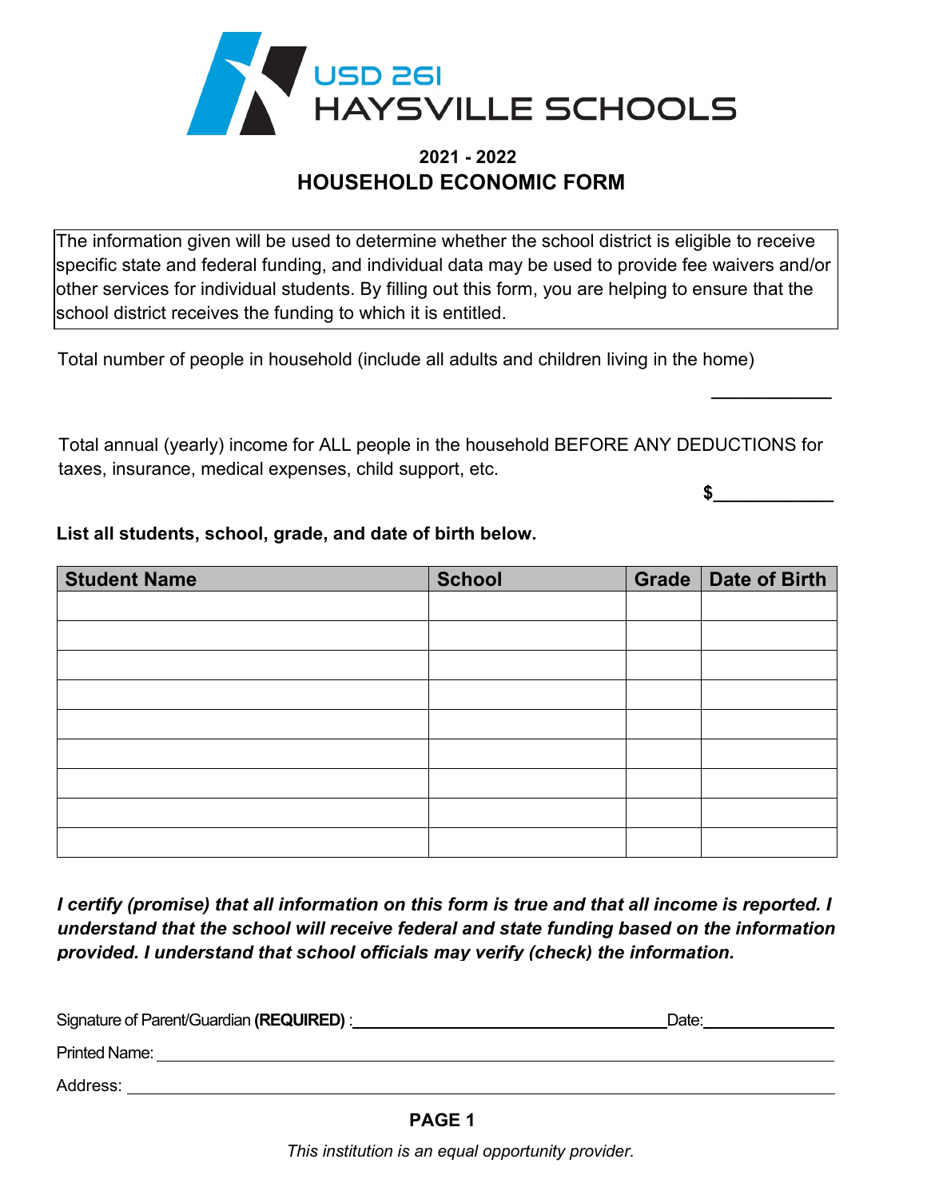USD 261
HAYSVILLE SCHOOLS

**2021 - 2022**

# HOUSEHOLD ECONOMIC FORM

The information given will be used to determine whether the school district is eligible to receive specific state and federal funding, and individual data may be used to provide fee waivers and/or other services for individual students. By filling out this form, you are helping to ensure that the school district receives the funding to which it is entitled.

Total number of people in household (include all adults and children living in the home) ____________

Total annual (yearly) income for ALL people in the household BEFORE ANY DEDUCTIONS for taxes, insurance, medical expenses, child support, etc.

**$____________**

**List all students, school, grade, and date of birth below.**

| Student Name | School | Grade | Date of Birth |
|---|---|---|---|
| | | | |
| | | | |
| | | | |
| | | | |
| | | | |
| | | | |
| | | | |
| | | | |
| | | | |

***I certify (promise) that all information on this form is true and that all income is reported. I understand that the school will receive federal and state funding based on the information provided. I understand that school officials may verify (check) the information.***

Signature of Parent/Guardian **(REQUIRED)** :_______________________________ Date:_____________

Printed Name: ________________________________________________________

Address: ____________________________________________________________

**PAGE 1**

*This institution is an equal opportunity provider.*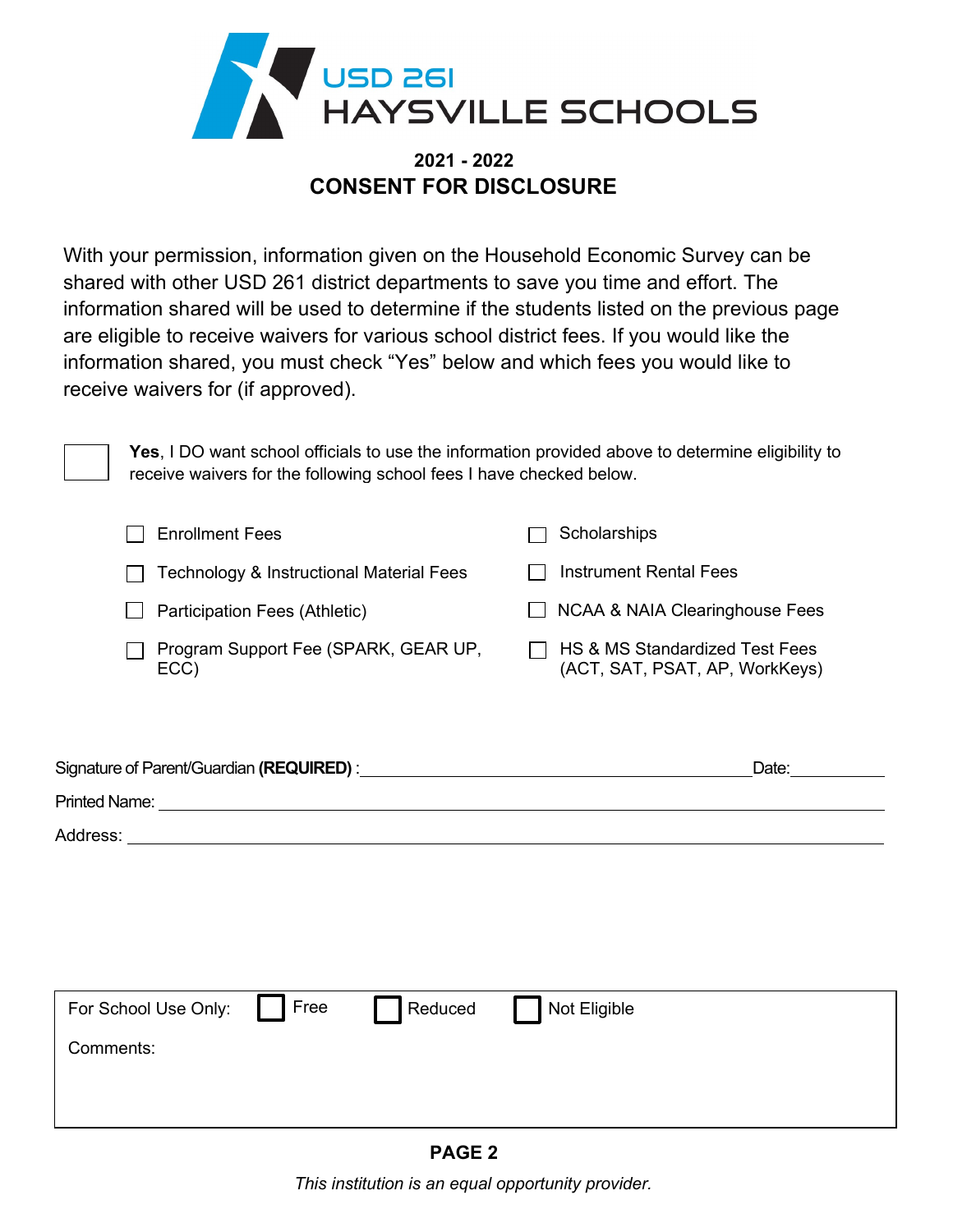USD 261
HAYSVILLE SCHOOLS

## 2021 - 2022
## CONSENT FOR DISCLOSURE

With your permission, information given on the Household Economic Survey can be shared with other USD 261 district departments to save you time and effort. The information shared will be used to determine if the students listed on the previous page are eligible to receive waivers for various school district fees. If you would like the information shared, you must check "Yes" below and which fees you would like to receive waivers for (if approved).

☐ **Yes**, I DO want school officials to use the information provided above to determine eligibility to receive waivers for the following school fees I have checked below.

- ☐ Enrollment Fees
- ☐ Technology & Instructional Material Fees
- ☐ Participation Fees (Athletic)
- ☐ Program Support Fee (SPARK, GEAR UP, ECC)
- ☐ Scholarships
- ☐ Instrument Rental Fees
- ☐ NCAA & NAIA Clearinghouse Fees
- ☐ HS & MS Standardized Test Fees (ACT, SAT, PSAT, AP, WorkKeys)

Signature of Parent/Guardian **(REQUIRED)** : ______________________________ Date: __________

Printed Name: ______________________________

Address: ______________________________

For School Use Only: ☐ Free ☐ Reduced ☐ Not Eligible

Comments:

**PAGE 2**

*This institution is an equal opportunity provider.*